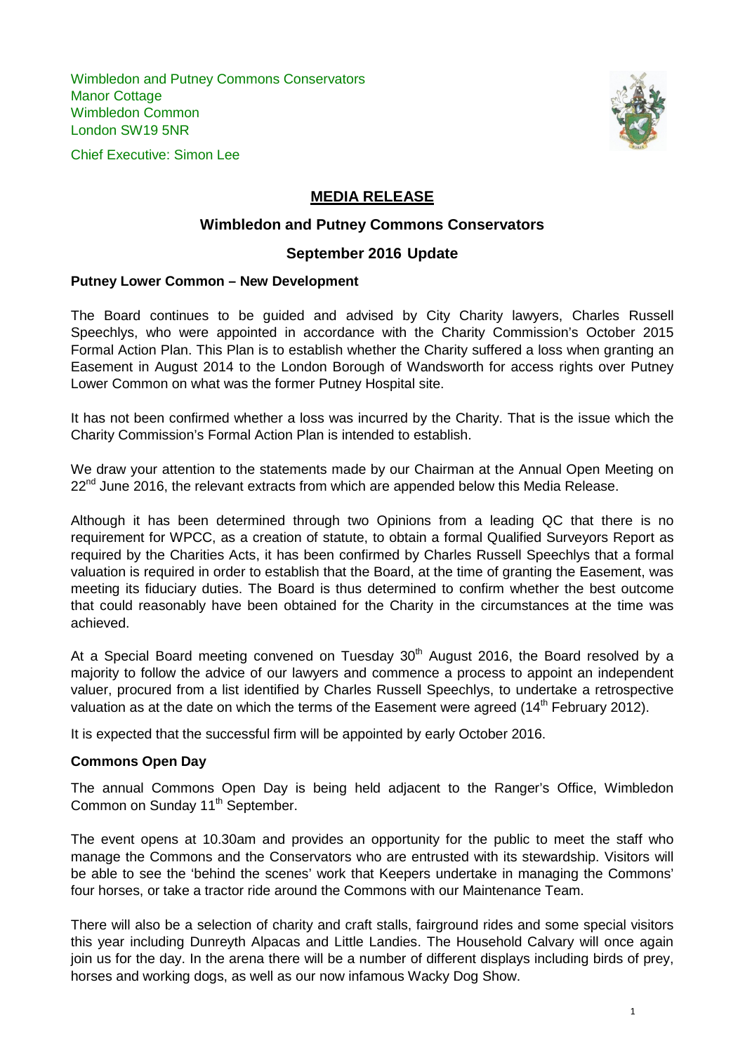Wimbledon and Putney Commons Conservators
Manor Cottage
Wimbledon Common
London SW19 5NR

Chief Executive: Simon Lee

# MEDIA RELEASE

## Wimbledon and Putney Commons Conservators

## September 2016 Update

**Putney Lower Common – New Development**

The Board continues to be guided and advised by City Charity lawyers, Charles Russell Speechlys, who were appointed in accordance with the Charity Commission's October 2015 Formal Action Plan. This Plan is to establish whether the Charity suffered a loss when granting an Easement in August 2014 to the London Borough of Wandsworth for access rights over Putney Lower Common on what was the former Putney Hospital site.

It has not been confirmed whether a loss was incurred by the Charity. That is the issue which the Charity Commission's Formal Action Plan is intended to establish.

We draw your attention to the statements made by our Chairman at the Annual Open Meeting on 22nd June 2016, the relevant extracts from which are appended below this Media Release.

Although it has been determined through two Opinions from a leading QC that there is no requirement for WPCC, as a creation of statute, to obtain a formal Qualified Surveyors Report as required by the Charities Acts, it has been confirmed by Charles Russell Speechlys that a formal valuation is required in order to establish that the Board, at the time of granting the Easement, was meeting its fiduciary duties. The Board is thus determined to confirm whether the best outcome that could reasonably have been obtained for the Charity in the circumstances at the time was achieved.

At a Special Board meeting convened on Tuesday 30th August 2016, the Board resolved by a majority to follow the advice of our lawyers and commence a process to appoint an independent valuer, procured from a list identified by Charles Russell Speechlys, to undertake a retrospective valuation as at the date on which the terms of the Easement were agreed (14th February 2012).

It is expected that the successful firm will be appointed by early October 2016.

**Commons Open Day**

The annual Commons Open Day is being held adjacent to the Ranger's Office, Wimbledon Common on Sunday 11th September.

The event opens at 10.30am and provides an opportunity for the public to meet the staff who manage the Commons and the Conservators who are entrusted with its stewardship. Visitors will be able to see the 'behind the scenes' work that Keepers undertake in managing the Commons' four horses, or take a tractor ride around the Commons with our Maintenance Team.

There will also be a selection of charity and craft stalls, fairground rides and some special visitors this year including Dunreyth Alpacas and Little Landies. The Household Calvary will once again join us for the day. In the arena there will be a number of different displays including birds of prey, horses and working dogs, as well as our now infamous Wacky Dog Show.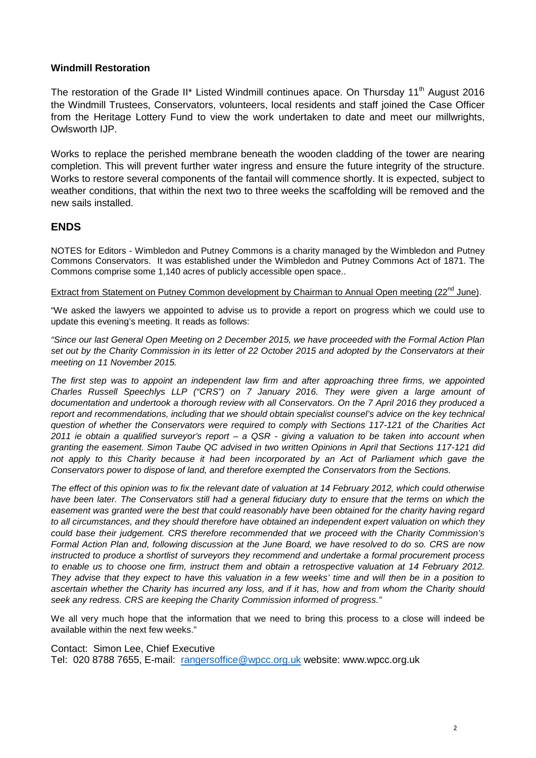## Windmill Restoration

The restoration of the Grade II* Listed Windmill continues apace. On Thursday 11th August 2016 the Windmill Trustees, Conservators, volunteers, local residents and staff joined the Case Officer from the Heritage Lottery Fund to view the work undertaken to date and meet our millwrights, Owlsworth IJP.

Works to replace the perished membrane beneath the wooden cladding of the tower are nearing completion. This will prevent further water ingress and ensure the future integrity of the structure. Works to restore several components of the fantail will commence shortly. It is expected, subject to weather conditions, that within the next two to three weeks the scaffolding will be removed and the new sails installed.

## ENDS

NOTES for Editors - Wimbledon and Putney Commons is a charity managed by the Wimbledon and Putney Commons Conservators. It was established under the Wimbledon and Putney Commons Act of 1871. The Commons comprise some 1,140 acres of publicly accessible open space..

Extract from Statement on Putney Common development by Chairman to Annual Open meeting (22nd June).

"We asked the lawyers we appointed to advise us to provide a report on progress which we could use to update this evening's meeting. It reads as follows:

*"Since our last General Open Meeting on 2 December 2015, we have proceeded with the Formal Action Plan set out by the Charity Commission in its letter of 22 October 2015 and adopted by the Conservators at their meeting on 11 November 2015.*

*The first step was to appoint an independent law firm and after approaching three firms, we appointed Charles Russell Speechlys LLP ("CRS") on 7 January 2016. They were given a large amount of documentation and undertook a thorough review with all Conservators. On the 7 April 2016 they produced a report and recommendations, including that we should obtain specialist counsel's advice on the key technical question of whether the Conservators were required to comply with Sections 117-121 of the Charities Act 2011 ie obtain a qualified surveyor's report – a QSR - giving a valuation to be taken into account when granting the easement. Simon Taube QC advised in two written Opinions in April that Sections 117-121 did not apply to this Charity because it had been incorporated by an Act of Parliament which gave the Conservators power to dispose of land, and therefore exempted the Conservators from the Sections.*

*The effect of this opinion was to fix the relevant date of valuation at 14 February 2012, which could otherwise have been later. The Conservators still had a general fiduciary duty to ensure that the terms on which the easement was granted were the best that could reasonably have been obtained for the charity having regard to all circumstances, and they should therefore have obtained an independent expert valuation on which they could base their judgement. CRS therefore recommended that we proceed with the Charity Commission's Formal Action Plan and, following discussion at the June Board, we have resolved to do so. CRS are now instructed to produce a shortlist of surveyors they recommend and undertake a formal procurement process to enable us to choose one firm, instruct them and obtain a retrospective valuation at 14 February 2012. They advise that they expect to have this valuation in a few weeks' time and will then be in a position to ascertain whether the Charity has incurred any loss, and if it has, how and from whom the Charity should seek any redress. CRS are keeping the Charity Commission informed of progress."*

We all very much hope that the information that we need to bring this process to a close will indeed be available within the next few weeks."

Contact: Simon Lee, Chief Executive
Tel: 020 8788 7655, E-mail: rangersoffice@wpcc.org.uk website: www.wpcc.org.uk